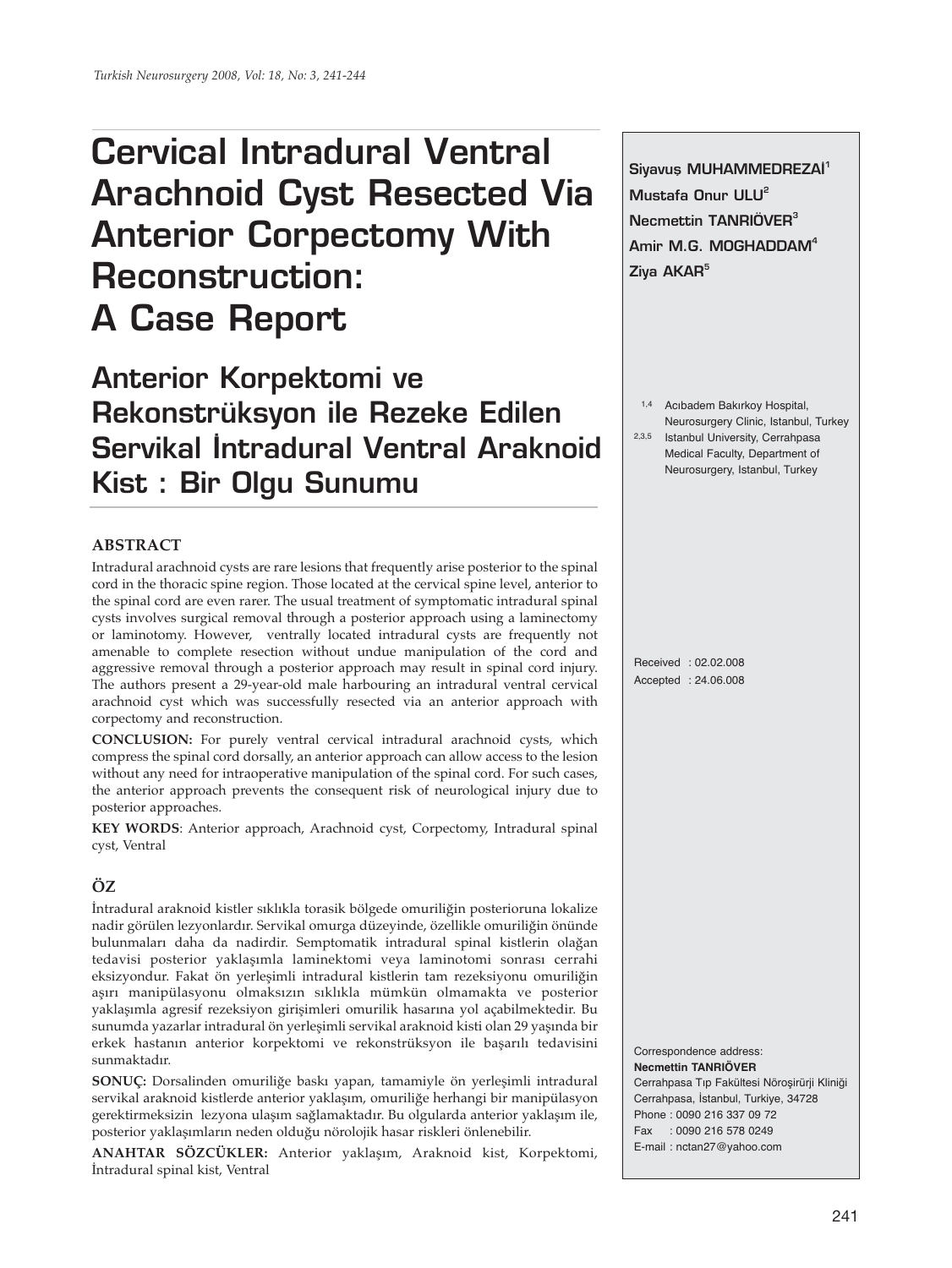# Cervical Intradural Ventral Arachnoid Cyst Resected Via Anterior Corpectomy With Reconstruction: A Case Report

# Anterior Korpektomi ve Rekonstrüksyon ile Rezeke Edilen Servikal İntradural Ventral Araknoid Kist : Bir Olgu Sunumu

**Siyavuş MUHAMMEDREZAI**[1]
**Mustafa Onur ULU**[2]
**Necmettin TANRIÖVER**[3]
**Amir M.G. MOGHADDAM**[4]
**Ziya AKAR**[5]

[1,4] Acıbadem Bakırkoy Hospital, Neurosurgery Clinic, Istanbul, Turkey
[2,3,5] Istanbul University, Cerrahpasa Medical Faculty, Department of Neurosurgery, Istanbul, Turkey

Received : 02.02.008
Accepted : 24.06.008

## ABSTRACT

Intradural arachnoid cysts are rare lesions that frequently arise posterior to the spinal cord in the thoracic spine region. Those located at the cervical spine level, anterior to the spinal cord are even rarer. The usual treatment of symptomatic intradural spinal cysts involves surgical removal through a posterior approach using a laminectomy or laminotomy. However, ventrally located intradural cysts are frequently not amenable to complete resection without undue manipulation of the cord and aggressive removal through a posterior approach may result in spinal cord injury. The authors present a 29-year-old male harbouring an intradural ventral cervical arachnoid cyst which was successfully resected via an anterior approach with corpectomy and reconstruction.

**CONCLUSION:** For purely ventral cervical intradural arachnoid cysts, which compress the spinal cord dorsally, an anterior approach can allow access to the lesion without any need for intraoperative manipulation of the spinal cord. For such cases, the anterior approach prevents the consequent risk of neurological injury due to posterior approaches.

**KEY WORDS**: Anterior approach, Arachnoid cyst, Corpectomy, Intradural spinal cyst, Ventral

## ÖZ

İntradural araknoid kistler sıklıkla torasik bölgede omuriliğin posterioruna lokalize nadir görülen lezyonlardır. Servikal omurga düzeyinde, özellikle omuriliğin önünde bulunmaları daha da nadirdir. Semptomatik intradural spinal kistlerin olağan tedavisi posterior yaklaşımla laminektomi veya laminotomi sonrası cerrahi eksizyondur. Fakat ön yerleşimli intradural kistlerin tam rezeksiyonu omuriliğin aşırı manipülasyonu olmaksızın sıklıkla mümkün olmamakta ve posterior yaklaşımla agresif rezeksiyon girişimleri omurilik hasarına yol açabilmektedir. Bu sunumda yazarlar intradural ön yerleşimli servikal araknoid kisti olan 29 yaşında bir erkek hastanın anterior korpektomi ve rekonstrüksyon ile başarılı tedavisini sunmaktadır.

**SONUÇ:** Dorsalinden omuriliğe baskı yapan, tamamiyle ön yerleşimli intradural servikal araknoid kistlerde anterior yaklaşım, omuriliğe herhangi bir manipülasyon gerektirmeksizin lezyona ulaşım sağlamaktadır. Bu olgularda anterior yaklaşım ile, posterior yaklaşımların neden olduğu nörolojik hasar riskleri önlenebilir.

**ANAHTAR SÖZCÜKLER:** Anterior yaklaşım, Araknoid kist, Korpektomi, İntradural spinal kist, Ventral

Correspondence address:
**Necmettin TANRIÖVER**
Cerrahpasa Tıp Fakültesi Nöroşirürji Kliniği
Cerrahpasa, İstanbul, Turkiye, 34728
Phone : 0090 216 337 09 72
Fax : 0090 216 578 0249
E-mail : nctan27@yahoo.com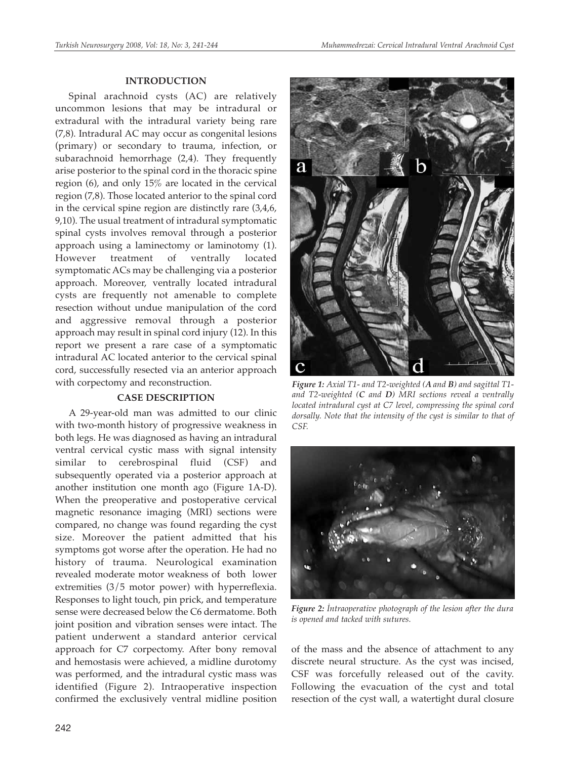## INTRODUCTION

Spinal arachnoid cysts (AC) are relatively uncommon lesions that may be intradural or extradural with the intradural variety being rare (7,8). Intradural AC may occur as congenital lesions (primary) or secondary to trauma, infection, or subarachnoid hemorrhage (2,4). They frequently arise posterior to the spinal cord in the thoracic spine region (6), and only 15% are located in the cervical region (7,8). Those located anterior to the spinal cord in the cervical spine region are distinctly rare (3,4,6, 9,10). The usual treatment of intradural symptomatic spinal cysts involves removal through a posterior approach using a laminectomy or laminotomy (1). However treatment of ventrally located symptomatic ACs may be challenging via a posterior approach. Moreover, ventrally located intradural cysts are frequently not amenable to complete resection without undue manipulation of the cord and aggressive removal through a posterior approach may result in spinal cord injury (12). In this report we present a rare case of a symptomatic intradural AC located anterior to the cervical spinal cord, successfully resected via an anterior approach with corpectomy and reconstruction.

## CASE DESCRIPTION

A 29-year-old man was admitted to our clinic with two-month history of progressive weakness in both legs. He was diagnosed as having an intradural ventral cervical cystic mass with signal intensity similar to cerebrospinal fluid (CSF) and subsequently operated via a posterior approach at another institution one month ago (Figure 1A-D). When the preoperative and postoperative cervical magnetic resonance imaging (MRI) sections were compared, no change was found regarding the cyst size. Moreover the patient admitted that his symptoms got worse after the operation. He had no history of trauma. Neurological examination revealed moderate motor weakness of both lower extremities (3/5 motor power) with hyperreflexia. Responses to light touch, pin prick, and temperature sense were decreased below the C6 dermatome. Both joint position and vibration senses were intact. The patient underwent a standard anterior cervical approach for C7 corpectomy. After bony removal and hemostasis were achieved, a midline durotomy was performed, and the intradural cystic mass was identified (Figure 2). Intraoperative inspection confirmed the exclusively ventral midline position of the mass and the absence of attachment to any discrete neural structure. As the cyst was incised, CSF was forcefully released out of the cavity. Following the evacuation of the cyst and total resection of the cyst wall, a watertight dural closure

*Figure 1: Axial T1- and T2-weighted (**A** and **B**) and sagittal T1- and T2-weighted (**C** and **D**) MRI sections reveal a ventrally located intradural cyst at C7 level, compressing the spinal cord dorsally. Note that the intensity of the cyst is similar to that of CSF.*

*Figure 2: İntraoperative photograph of the lesion after the dura is opened and tacked with sutures.*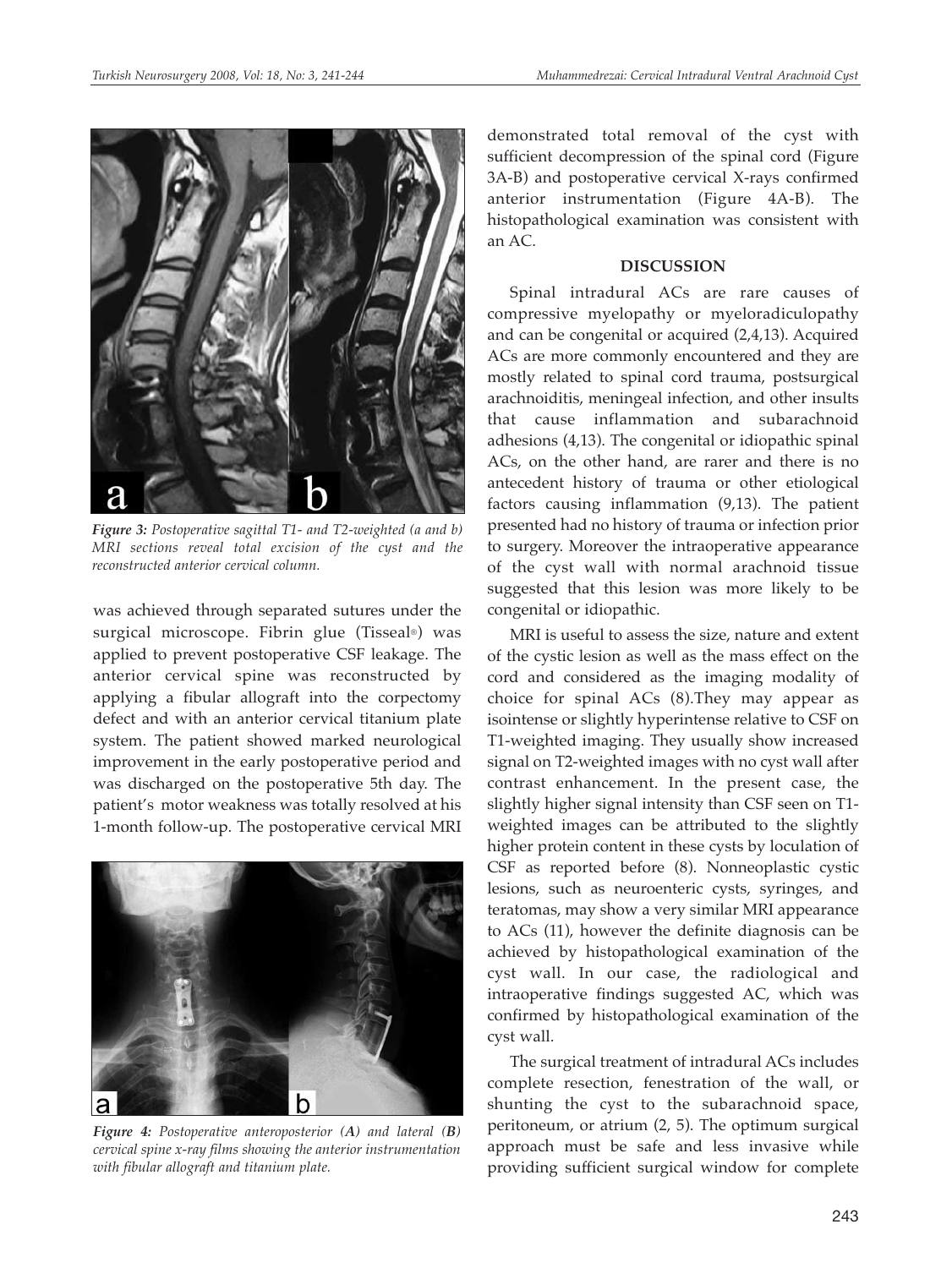*Figure 3: Postoperative sagittal T1- and T2-weighted (a and b) MRI sections reveal total excision of the cyst and the reconstructed anterior cervical column.*

was achieved through separated sutures under the surgical microscope. Fibrin glue (Tisseal®) was applied to prevent postoperative CSF leakage. The anterior cervical spine was reconstructed by applying a fibular allograft into the corpectomy defect and with an anterior cervical titanium plate system. The patient showed marked neurological improvement in the early postoperative period and was discharged on the postoperative 5th day. The patient's motor weakness was totally resolved at his 1-month follow-up. The postoperative cervical MRI demonstrated total removal of the cyst with sufficient decompression of the spinal cord (Figure 3A-B) and postoperative cervical X-rays confirmed anterior instrumentation (Figure 4A-B). The histopathological examination was consistent with an AC.

*Figure 4: Postoperative anteroposterior (A) and lateral (B) cervical spine x-ray films showing the anterior instrumentation with fibular allograft and titanium plate.*

## DISCUSSION

Spinal intradural ACs are rare causes of compressive myelopathy or myeloradiculopathy and can be congenital or acquired (2,4,13). Acquired ACs are more commonly encountered and they are mostly related to spinal cord trauma, postsurgical arachnoiditis, meningeal infection, and other insults that cause inflammation and subarachnoid adhesions (4,13). The congenital or idiopathic spinal ACs, on the other hand, are rarer and there is no antecedent history of trauma or other etiological factors causing inflammation (9,13). The patient presented had no history of trauma or infection prior to surgery. Moreover the intraoperative appearance of the cyst wall with normal arachnoid tissue suggested that this lesion was more likely to be congenital or idiopathic.

MRI is useful to assess the size, nature and extent of the cystic lesion as well as the mass effect on the cord and considered as the imaging modality of choice for spinal ACs (8).They may appear as isointense or slightly hyperintense relative to CSF on T1-weighted imaging. They usually show increased signal on T2-weighted images with no cyst wall after contrast enhancement. In the present case, the slightly higher signal intensity than CSF seen on T1-weighted images can be attributed to the slightly higher protein content in these cysts by loculation of CSF as reported before (8). Nonneoplastic cystic lesions, such as neuroenteric cysts, syringes, and teratomas, may show a very similar MRI appearance to ACs (11), however the definite diagnosis can be achieved by histopathological examination of the cyst wall. In our case, the radiological and intraoperative findings suggested AC, which was confirmed by histopathological examination of the cyst wall.

The surgical treatment of intradural ACs includes complete resection, fenestration of the wall, or shunting the cyst to the subarachnoid space, peritoneum, or atrium (2, 5). The optimum surgical approach must be safe and less invasive while providing sufficient surgical window for complete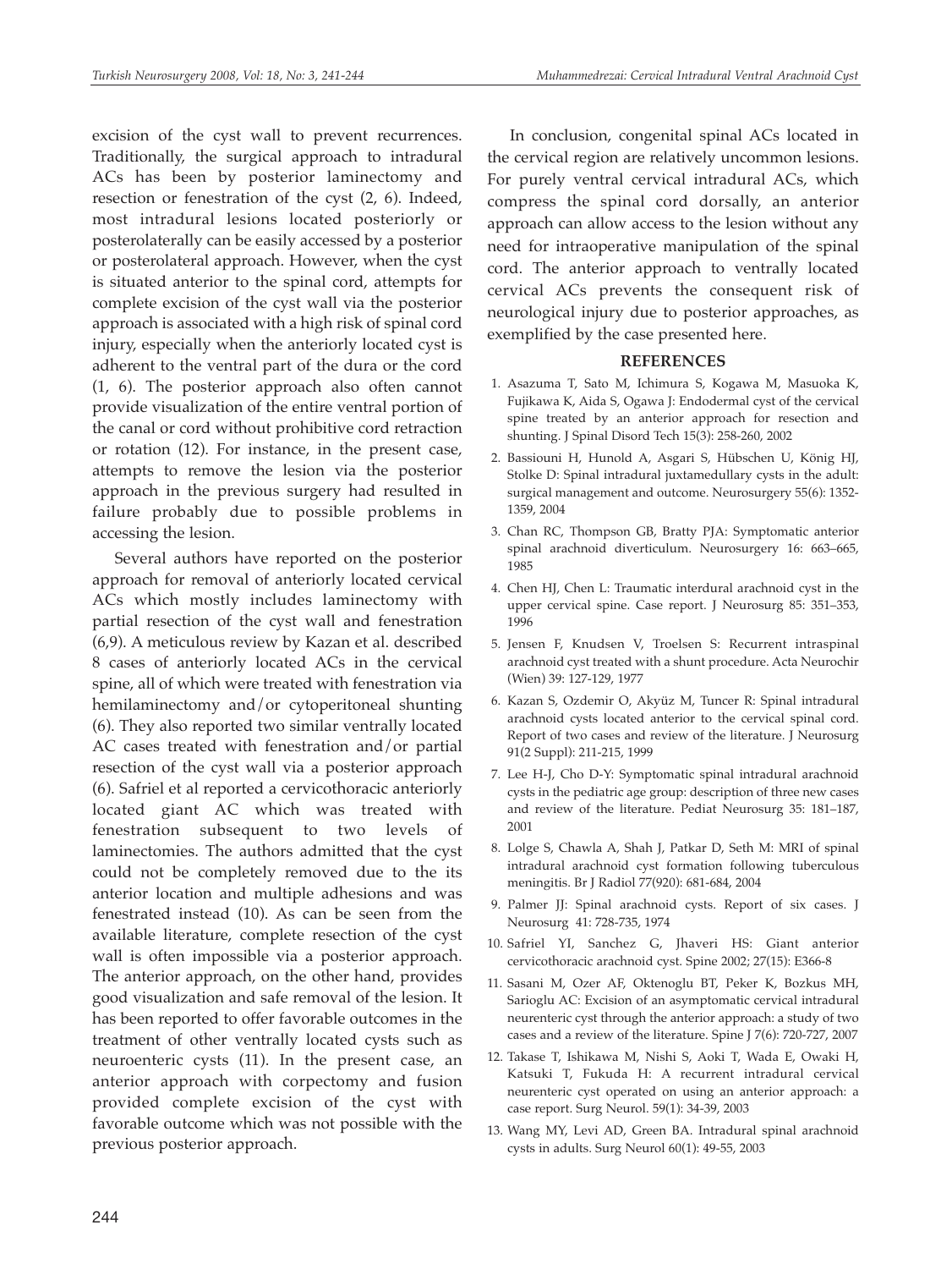excision of the cyst wall to prevent recurrences. Traditionally, the surgical approach to intradural ACs has been by posterior laminectomy and resection or fenestration of the cyst (2, 6). Indeed, most intradural lesions located posteriorly or posterolaterally can be easily accessed by a posterior or posterolateral approach. However, when the cyst is situated anterior to the spinal cord, attempts for complete excision of the cyst wall via the posterior approach is associated with a high risk of spinal cord injury, especially when the anteriorly located cyst is adherent to the ventral part of the dura or the cord (1, 6). The posterior approach also often cannot provide visualization of the entire ventral portion of the canal or cord without prohibitive cord retraction or rotation (12). For instance, in the present case, attempts to remove the lesion via the posterior approach in the previous surgery had resulted in failure probably due to possible problems in accessing the lesion.

Several authors have reported on the posterior approach for removal of anteriorly located cervical ACs which mostly includes laminectomy with partial resection of the cyst wall and fenestration (6,9). A meticulous review by Kazan et al. described 8 cases of anteriorly located ACs in the cervical spine, all of which were treated with fenestration via hemilaminectomy and/or cytoperitoneal shunting (6). They also reported two similar ventrally located AC cases treated with fenestration and/or partial resection of the cyst wall via a posterior approach (6). Safriel et al reported a cervicothoracic anteriorly located giant AC which was treated with fenestration subsequent to two levels of laminectomies. The authors admitted that the cyst could not be completely removed due to the its anterior location and multiple adhesions and was fenestrated instead (10). As can be seen from the available literature, complete resection of the cyst wall is often impossible via a posterior approach. The anterior approach, on the other hand, provides good visualization and safe removal of the lesion. It has been reported to offer favorable outcomes in the treatment of other ventrally located cysts such as neuroenteric cysts (11). In the present case, an anterior approach with corpectomy and fusion provided complete excision of the cyst with favorable outcome which was not possible with the previous posterior approach.

In conclusion, congenital spinal ACs located in the cervical region are relatively uncommon lesions. For purely ventral cervical intradural ACs, which compress the spinal cord dorsally, an anterior approach can allow access to the lesion without any need for intraoperative manipulation of the spinal cord. The anterior approach to ventrally located cervical ACs prevents the consequent risk of neurological injury due to posterior approaches, as exemplified by the case presented here.

## REFERENCES

1. Asazuma T, Sato M, Ichimura S, Kogawa M, Masuoka K, Fujikawa K, Aida S, Ogawa J: Endodermal cyst of the cervical spine treated by an anterior approach for resection and shunting. J Spinal Disord Tech 15(3): 258-260, 2002
2. Bassiouni H, Hunold A, Asgari S, Hübschen U, König HJ, Stolke D: Spinal intradural juxtamedullary cysts in the adult: surgical management and outcome. Neurosurgery 55(6): 1352-1359, 2004
3. Chan RC, Thompson GB, Bratty PJA: Symptomatic anterior spinal arachnoid diverticulum. Neurosurgery 16: 663–665, 1985
4. Chen HJ, Chen L: Traumatic interdural arachnoid cyst in the upper cervical spine. Case report. J Neurosurg 85: 351–353, 1996
5. Jensen F, Knudsen V, Troelsen S: Recurrent intraspinal arachnoid cyst treated with a shunt procedure. Acta Neurochir (Wien) 39: 127-129, 1977
6. Kazan S, Ozdemir O, Akyüz M, Tuncer R: Spinal intradural arachnoid cysts located anterior to the cervical spinal cord. Report of two cases and review of the literature. J Neurosurg 91(2 Suppl): 211-215, 1999
7. Lee H-J, Cho D-Y: Symptomatic spinal intradural arachnoid cysts in the pediatric age group: description of three new cases and review of the literature. Pediat Neurosurg 35: 181–187, 2001
8. Lolge S, Chawla A, Shah J, Patkar D, Seth M: MRI of spinal intradural arachnoid cyst formation following tuberculous meningitis. Br J Radiol 77(920): 681-684, 2004
9. Palmer JJ: Spinal arachnoid cysts. Report of six cases. J Neurosurg 41: 728-735, 1974
10. Safriel YI, Sanchez G, Jhaveri HS: Giant anterior cervicothoracic arachnoid cyst. Spine 2002; 27(15): E366-8
11. Sasani M, Ozer AF, Oktenoglu BT, Peker K, Bozkus MH, Sarioglu AC: Excision of an asymptomatic cervical intradural neurenteric cyst through the anterior approach: a study of two cases and a review of the literature. Spine J 7(6): 720-727, 2007
12. Takase T, Ishikawa M, Nishi S, Aoki T, Wada E, Owaki H, Katsuki T, Fukuda H: A recurrent intradural cervical neurenteric cyst operated on using an anterior approach: a case report. Surg Neurol. 59(1): 34-39, 2003
13. Wang MY, Levi AD, Green BA. Intradural spinal arachnoid cysts in adults. Surg Neurol 60(1): 49-55, 2003